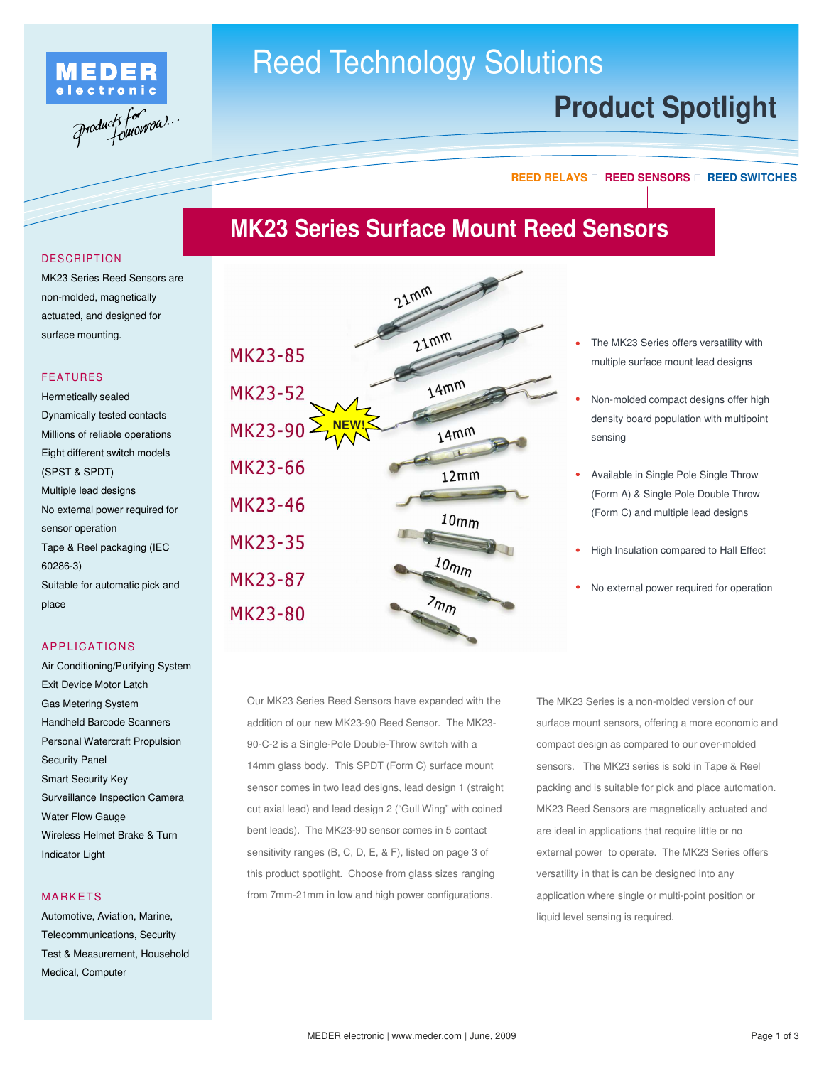# Reed Technology Solutions

## Product Spotlight

REED RELAYS □ REED SENSORS □ REED SWITCHES

# MK23 Series Surface Mount Reed Sensors

## DESCRIPTION

MK23 Series Reed Sensors are non-molded, magnetically actuated, and designed for surface mounting.

## FEATURES

Hermetically sealed
Dynamically tested contacts
Millions of reliable operations
Eight different switch models (SPST & SPDT)
Multiple lead designs
No external power required for sensor operation
Tape & Reel packaging (IEC 60286-3)
Suitable for automatic pick and place

## APPLICATIONS

Air Conditioning/Purifying System
Exit Device Motor Latch
Gas Metering System
Handheld Barcode Scanners
Personal Watercraft Propulsion
Security Panel
Smart Security Key
Surveillance Inspection Camera
Water Flow Gauge
Wireless Helmet Brake & Turn Indicator Light

## MARKETS

Automotive, Aviation, Marine, Telecommunications, Security Test & Measurement, Household Medical, Computer

MK23-85 21mm
MK23-52 21mm
MK23-90 NEW! 14mm
MK23-66 14mm
MK23-46 12mm
MK23-35 10mm
MK23-87 10mm
MK23-80 7mm

- The MK23 Series offers versatility with multiple surface mount lead designs
- Non-molded compact designs offer high density board population with multipoint sensing
- Available in Single Pole Single Throw (Form A) & Single Pole Double Throw (Form C) and multiple lead designs
- High Insulation compared to Hall Effect
- No external power required for operation

Our MK23 Series Reed Sensors have expanded with the addition of our new MK23-90 Reed Sensor. The MK23-90-C-2 is a Single-Pole Double-Throw switch with a 14mm glass body. This SPDT (Form C) surface mount sensor comes in two lead designs, lead design 1 (straight cut axial lead) and lead design 2 ("Gull Wing" with coined bent leads). The MK23-90 sensor comes in 5 contact sensitivity ranges (B, C, D, E, & F), listed on page 3 of this product spotlight. Choose from glass sizes ranging from 7mm-21mm in low and high power configurations.

The MK23 Series is a non-molded version of our surface mount sensors, offering a more economic and compact design as compared to our over-molded sensors. The MK23 series is sold in Tape & Reel packing and is suitable for pick and place automation. MK23 Reed Sensors are magnetically actuated and are ideal in applications that require little or no external power to operate. The MK23 Series offers versatility in that is can be designed into any application where single or multi-point position or liquid level sensing is required.

MEDER electronic | www.meder.com | June, 2009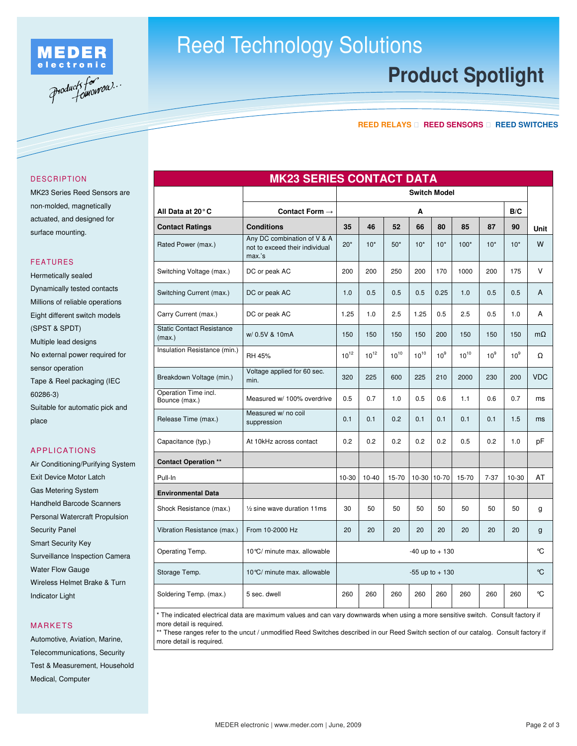# Reed Technology Solutions

## Product Spotlight

REED RELAYS □ REED SENSORS □ REED SWITCHES

### DESCRIPTION

MK23 Series Reed Sensors are non-molded, magnetically actuated, and designed for surface mounting.

### FEATURES

- Hermetically sealed
- Dynamically tested contacts
- Millions of reliable operations
- Eight different switch models (SPST & SPDT)
- Multiple lead designs
- No external power required for sensor operation
- Tape & Reel packaging (IEC 60286-3)
- Suitable for automatic pick and place

### APPLICATIONS

- Air Conditioning/Purifying System
- Exit Device Motor Latch
- Gas Metering System
- Handheld Barcode Scanners
- Personal Watercraft Propulsion
- Security Panel
- Smart Security Key
- Surveillance Inspection Camera
- Water Flow Gauge
- Wireless Helmet Brake & Turn Indicator Light

### MARKETS

Automotive, Aviation, Marine, Telecommunications, Security Test & Measurement, Household Medical, Computer

## MK23 SERIES CONTACT DATA

| | | Switch Model | | | | | | | | |
|---|---|---|---|---|---|---|---|---|---|---|
| **All Data at 20° C** | **Contact Form →** | **A** | | | | | | | **B/C** | |
| **Contact Ratings** | **Conditions** | **35** | **46** | **52** | **66** | **80** | **85** | **87** | **90** | **Unit** |
| Rated Power (max.) | Any DC combination of V & A not to exceed their individual max.'s | 20* | 10* | 50* | 10* | 10* | 100* | 10* | 10* | W |
| Switching Voltage (max.) | DC or peak AC | 200 | 200 | 250 | 200 | 170 | 1000 | 200 | 175 | V |
| Switching Current (max.) | DC or peak AC | 1.0 | 0.5 | 0.5 | 0.5 | 0.25 | 1.0 | 0.5 | 0.5 | A |
| Carry Current (max.) | DC or peak AC | 1.25 | 1.0 | 2.5 | 1.25 | 0.5 | 2.5 | 0.5 | 1.0 | A |
| Static Contact Resistance (max.) | w/ 0.5V & 10mA | 150 | 150 | 150 | 150 | 200 | 150 | 150 | 150 | mΩ |
| Insulation Resistance (min.) | RH 45% | $10^{12}$ | $10^{12}$ | $10^{10}$ | $10^{10}$ | $10^{9}$ | $10^{10}$ | $10^{9}$ | $10^{9}$ | Ω |
| Breakdown Voltage (min.) | Voltage applied for 60 sec. min. | 320 | 225 | 600 | 225 | 210 | 2000 | 230 | 200 | VDC |
| Operation Time incl. Bounce (max.) | Measured w/ 100% overdrive | 0.5 | 0.7 | 1.0 | 0.5 | 0.6 | 1.1 | 0.6 | 0.7 | ms |
| Release Time (max.) | Measured w/ no coil suppression | 0.1 | 0.1 | 0.2 | 0.1 | 0.1 | 0.1 | 0.1 | 1.5 | ms |
| Capacitance (typ.) | At 10kHz across contact | 0.2 | 0.2 | 0.2 | 0.2 | 0.2 | 0.5 | 0.2 | 1.0 | pF |
| **Contact Operation \*\*** | | | | | | | | | | |
| Pull-In | | 10-30 | 10-40 | 15-70 | 10-30 | 10-70 | 15-70 | 7-37 | 10-30 | AT |
| **Environmental Data** | | | | | | | | | | |
| Shock Resistance (max.) | ½ sine wave duration 11ms | 30 | 50 | 50 | 50 | 50 | 50 | 50 | 50 | g |
| Vibration Resistance (max.) | From 10-2000 Hz | 20 | 20 | 20 | 20 | 20 | 20 | 20 | 20 | g |
| Operating Temp. | 10℃/ minute max. allowable | -40 up to + 130 | | | | | | | | ℃ |
| Storage Temp. | 10℃/ minute max. allowable | -55 up to + 130 | | | | | | | | ℃ |
| Soldering Temp. (max.) | 5 sec. dwell | 260 | 260 | 260 | 260 | 260 | 260 | 260 | 260 | ℃ |

\* The indicated electrical data are maximum values and can vary downwards when using a more sensitive switch. Consult factory if more detail is required.
\*\* These ranges refer to the uncut / unmodified Reed Switches described in our Reed Switch section of our catalog. Consult factory if more detail is required.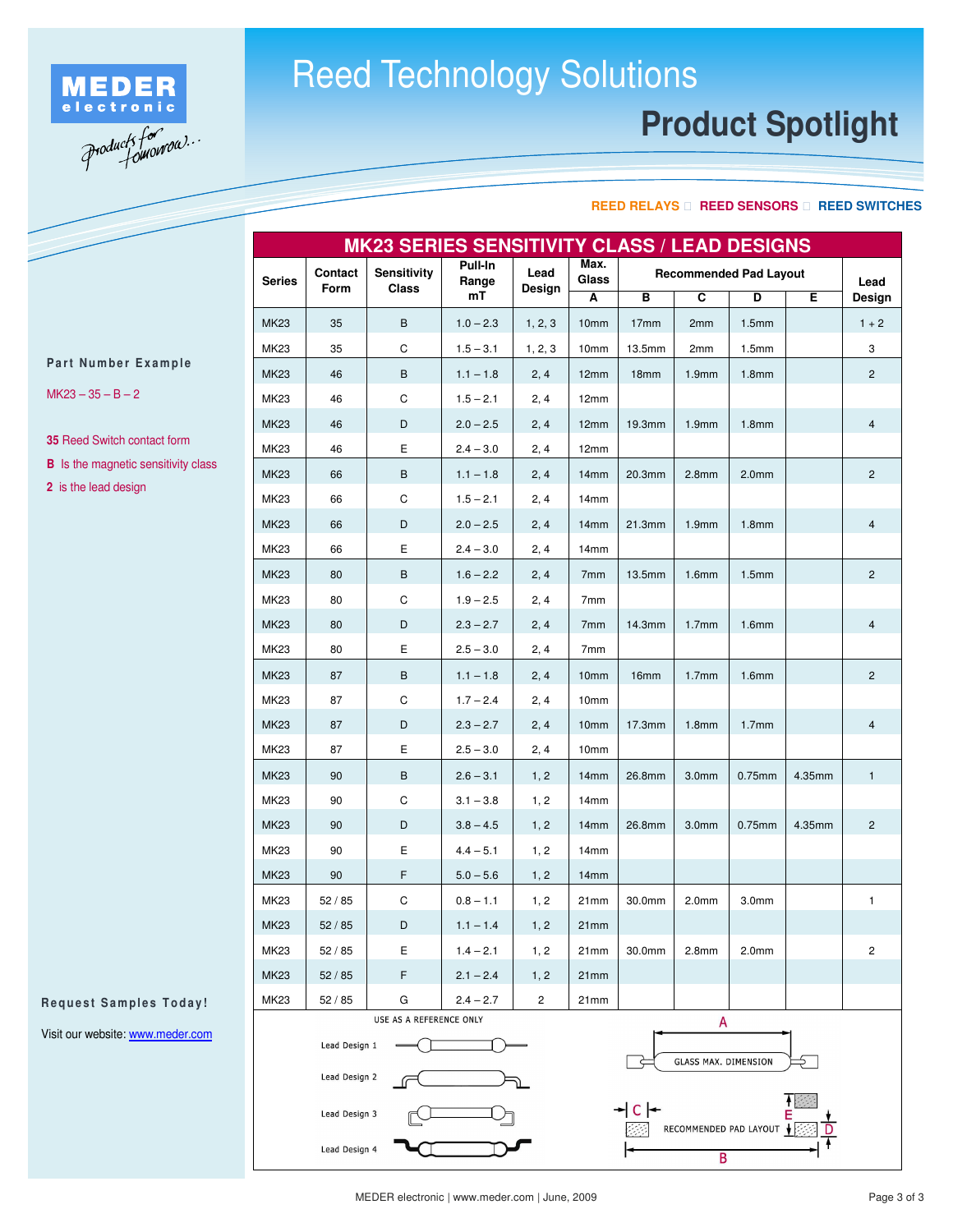# Reed Technology Solutions

## Product Spotlight

REED RELAYS □ REED SENSORS □ REED SWITCHES

**Part Number Example**

MK23 – 35 – B – 2

**35** Reed Switch contact form

**B** Is the magnetic sensitivity class

**2** is the lead design

**Request Samples Today!**

Visit our website: www.meder.com

## MK23 SERIES SENSITIVITY CLASS / LEAD DESIGNS

| Series | Contact Form | Sensitivity Class | Pull-In Range mT | Lead Design | Max. Glass | Recommended Pad Layout | | | | Lead Design |
|---|---|---|---|---|---|---|---|---|---|---|
| | | | | | A | B | C | D | E | |
| MK23 | 35 | B | 1.0 – 2.3 | 1, 2, 3 | 10mm | 17mm | 2mm | 1.5mm | | 1 + 2 |
| MK23 | 35 | C | 1.5 – 3.1 | 1, 2, 3 | 10mm | 13.5mm | 2mm | 1.5mm | | 3 |
| MK23 | 46 | B | 1.1 – 1.8 | 2, 4 | 12mm | 18mm | 1.9mm | 1.8mm | | 2 |
| MK23 | 46 | C | 1.5 – 2.1 | 2, 4 | 12mm | | | | | |
| MK23 | 46 | D | 2.0 – 2.5 | 2, 4 | 12mm | 19.3mm | 1.9mm | 1.8mm | | 4 |
| MK23 | 46 | E | 2.4 – 3.0 | 2, 4 | 12mm | | | | | |
| MK23 | 66 | B | 1.1 – 1.8 | 2, 4 | 14mm | 20.3mm | 2.8mm | 2.0mm | | 2 |
| MK23 | 66 | C | 1.5 – 2.1 | 2, 4 | 14mm | | | | | |
| MK23 | 66 | D | 2.0 – 2.5 | 2, 4 | 14mm | 21.3mm | 1.9mm | 1.8mm | | 4 |
| MK23 | 66 | E | 2.4 – 3.0 | 2, 4 | 14mm | | | | | |
| MK23 | 80 | B | 1.6 – 2.2 | 2, 4 | 7mm | 13.5mm | 1.6mm | 1.5mm | | 2 |
| MK23 | 80 | C | 1.9 – 2.5 | 2, 4 | 7mm | | | | | |
| MK23 | 80 | D | 2.3 – 2.7 | 2, 4 | 7mm | 14.3mm | 1.7mm | 1.6mm | | 4 |
| MK23 | 80 | E | 2.5 – 3.0 | 2, 4 | 7mm | | | | | |
| MK23 | 87 | B | 1.1 – 1.8 | 2, 4 | 10mm | 16mm | 1.7mm | 1.6mm | | 2 |
| MK23 | 87 | C | 1.7 – 2.4 | 2, 4 | 10mm | | | | | |
| MK23 | 87 | D | 2.3 – 2.7 | 2, 4 | 10mm | 17.3mm | 1.8mm | 1.7mm | | 4 |
| MK23 | 87 | E | 2.5 – 3.0 | 2, 4 | 10mm | | | | | |
| MK23 | 90 | B | 2.6 – 3.1 | 1, 2 | 14mm | 26.8mm | 3.0mm | 0.75mm | 4.35mm | 1 |
| MK23 | 90 | C | 3.1 – 3.8 | 1, 2 | 14mm | | | | | |
| MK23 | 90 | D | 3.8 – 4.5 | 1, 2 | 14mm | 26.8mm | 3.0mm | 0.75mm | 4.35mm | 2 |
| MK23 | 90 | E | 4.4 – 5.1 | 1, 2 | 14mm | | | | | |
| MK23 | 90 | F | 5.0 – 5.6 | 1, 2 | 14mm | | | | | |
| MK23 | 52 / 85 | C | 0.8 – 1.1 | 1, 2 | 21mm | 30.0mm | 2.0mm | 3.0mm | | 1 |
| MK23 | 52 / 85 | D | 1.1 – 1.4 | 1, 2 | 21mm | | | | | |
| MK23 | 52 / 85 | E | 1.4 – 2.1 | 1, 2 | 21mm | 30.0mm | 2.8mm | 2.0mm | | 2 |
| MK23 | 52 / 85 | F | 2.1 – 2.4 | 1, 2 | 21mm | | | | | |
| MK23 | 52 / 85 | G | 2.4 – 2.7 | 2 | 21mm | | | | | |

USE AS A REFERENCE ONLY

Lead Design 1

Lead Design 2

Lead Design 3

Lead Design 4

A

GLASS MAX. DIMENSION

C

E

RECOMMENDED PAD LAYOUT

D

B

MEDER electronic | www.meder.com | June, 2009